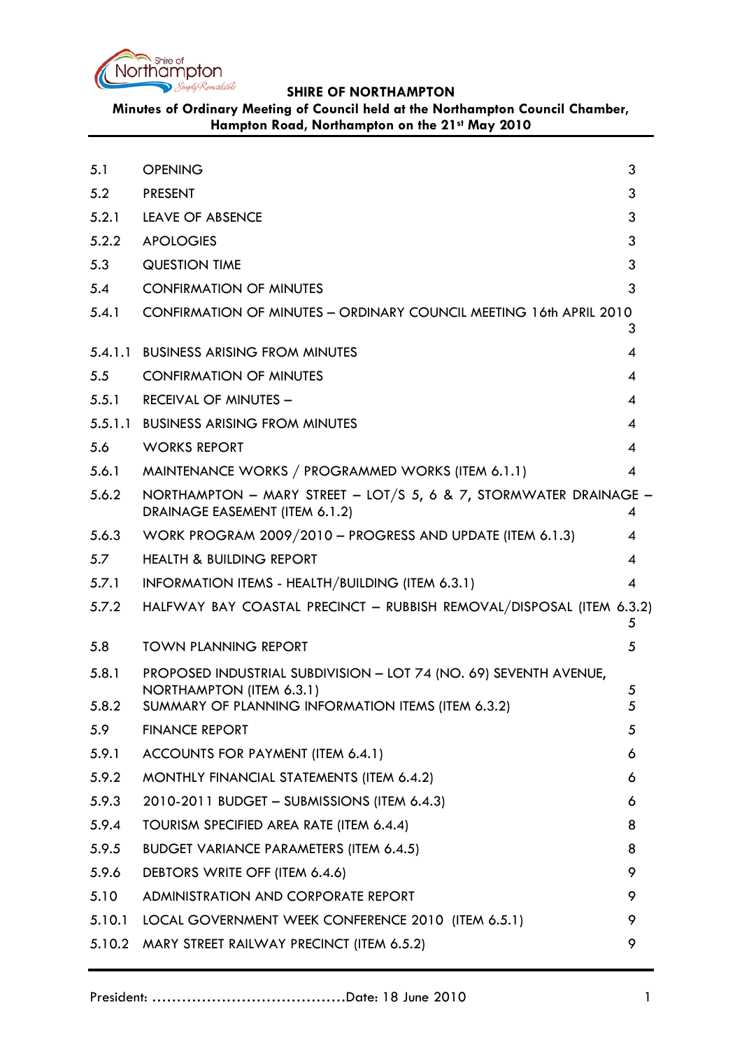**SHIRE OF NORTHAMPTON**

**Minutes of Ordinary Meeting of Council held at the Northampton Council Chamber, Hampton Road, Northampton on the 21st May 2010**

| | | |
|---|---|---|
| 5.1 | OPENING | 3 |
| 5.2 | PRESENT | 3 |
| 5.2.1 | LEAVE OF ABSENCE | 3 |
| 5.2.2 | APOLOGIES | 3 |
| 5.3 | QUESTION TIME | 3 |
| 5.4 | CONFIRMATION OF MINUTES | 3 |
| 5.4.1 | CONFIRMATION OF MINUTES – ORDINARY COUNCIL MEETING 16th APRIL 2010 | 3 |
| 5.4.1.1 | BUSINESS ARISING FROM MINUTES | 4 |
| 5.5 | CONFIRMATION OF MINUTES | 4 |
| 5.5.1 | RECEIVAL OF MINUTES – | 4 |
| 5.5.1.1 | BUSINESS ARISING FROM MINUTES | 4 |
| 5.6 | WORKS REPORT | 4 |
| 5.6.1 | MAINTENANCE WORKS / PROGRAMMED WORKS (ITEM 6.1.1) | 4 |
| 5.6.2 | NORTHAMPTON – MARY STREET – LOT/S 5, 6 & 7, STORMWATER DRAINAGE – DRAINAGE EASEMENT (ITEM 6.1.2) | 4 |
| 5.6.3 | WORK PROGRAM 2009/2010 – PROGRESS AND UPDATE (ITEM 6.1.3) | 4 |
| 5.7 | HEALTH & BUILDING REPORT | 4 |
| 5.7.1 | INFORMATION ITEMS - HEALTH/BUILDING (ITEM 6.3.1) | 4 |
| 5.7.2 | HALFWAY BAY COASTAL PRECINCT – RUBBISH REMOVAL/DISPOSAL (ITEM 6.3.2) | 5 |
| 5.8 | TOWN PLANNING REPORT | 5 |
| 5.8.1 | PROPOSED INDUSTRIAL SUBDIVISION – LOT 74 (NO. 69) SEVENTH AVENUE, NORTHAMPTON (ITEM 6.3.1) | 5 |
| 5.8.2 | SUMMARY OF PLANNING INFORMATION ITEMS (ITEM 6.3.2) | 5 |
| 5.9 | FINANCE REPORT | 5 |
| 5.9.1 | ACCOUNTS FOR PAYMENT (ITEM 6.4.1) | 6 |
| 5.9.2 | MONTHLY FINANCIAL STATEMENTS (ITEM 6.4.2) | 6 |
| 5.9.3 | 2010-2011 BUDGET – SUBMISSIONS (ITEM 6.4.3) | 6 |
| 5.9.4 | TOURISM SPECIFIED AREA RATE (ITEM 6.4.4) | 8 |
| 5.9.5 | BUDGET VARIANCE PARAMETERS (ITEM 6.4.5) | 8 |
| 5.9.6 | DEBTORS WRITE OFF (ITEM 6.4.6) | 9 |
| 5.10 | ADMINISTRATION AND CORPORATE REPORT | 9 |
| 5.10.1 | LOCAL GOVERNMENT WEEK CONFERENCE 2010 (ITEM 6.5.1) | 9 |
| 5.10.2 | MARY STREET RAILWAY PRECINCT (ITEM 6.5.2) | 9 |

President: …………………………………Date: 18 June 2010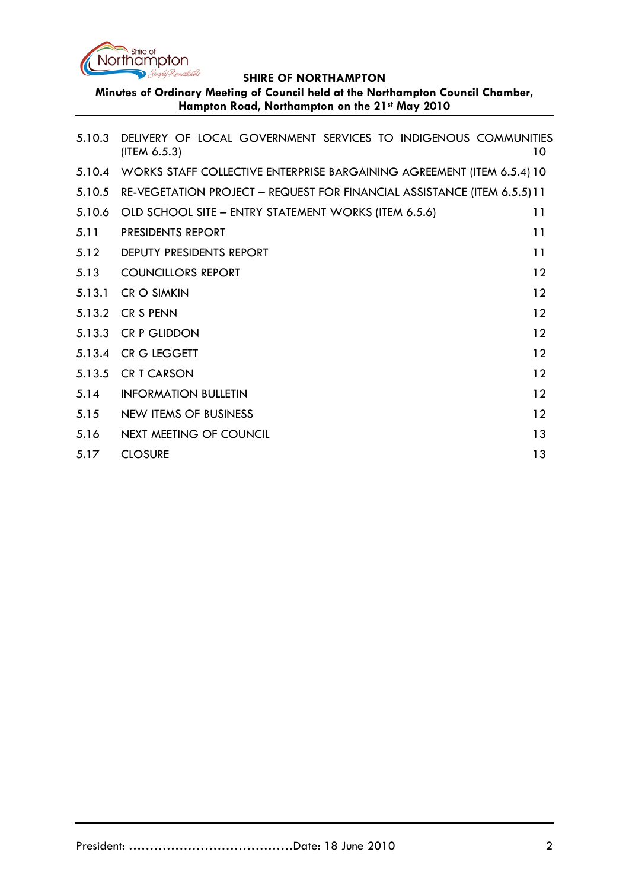| | | |
|---|---|---|
| 5.10.3 | DELIVERY OF LOCAL GOVERNMENT SERVICES TO INDIGENOUS COMMUNITIES (ITEM 6.5.3) | 10 |
| 5.10.4 | WORKS STAFF COLLECTIVE ENTERPRISE BARGAINING AGREEMENT (ITEM 6.5.4) | 10 |
| 5.10.5 | RE-VEGETATION PROJECT – REQUEST FOR FINANCIAL ASSISTANCE (ITEM 6.5.5) | 11 |
| 5.10.6 | OLD SCHOOL SITE – ENTRY STATEMENT WORKS (ITEM 6.5.6) | 11 |
| 5.11 | PRESIDENTS REPORT | 11 |
| 5.12 | DEPUTY PRESIDENTS REPORT | 11 |
| 5.13 | COUNCILLORS REPORT | 12 |
| 5.13.1 | CR O SIMKIN | 12 |
| 5.13.2 | CR S PENN | 12 |
| 5.13.3 | CR P GLIDDON | 12 |
| 5.13.4 | CR G LEGGETT | 12 |
| 5.13.5 | CR T CARSON | 12 |
| 5.14 | INFORMATION BULLETIN | 12 |
| 5.15 | NEW ITEMS OF BUSINESS | 12 |
| 5.16 | NEXT MEETING OF COUNCIL | 13 |
| 5.17 | CLOSURE | 13 |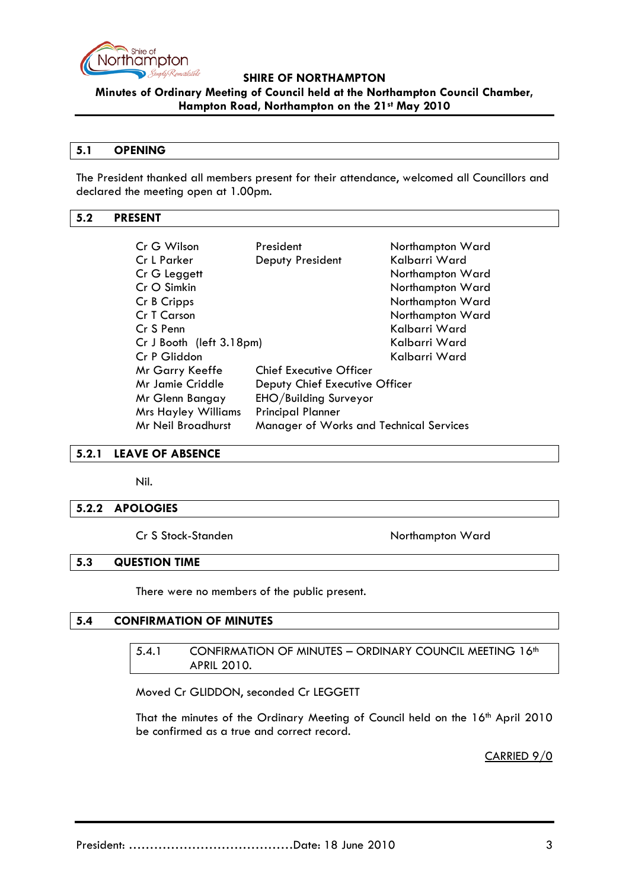**SHIRE OF NORTHAMPTON**
**Minutes of Ordinary Meeting of Council held at the Northampton Council Chamber, Hampton Road, Northampton on the 21st May 2010**

## 5.1 OPENING

The President thanked all members present for their attendance, welcomed all Councillors and declared the meeting open at 1.00pm.

## 5.2 PRESENT

| | | |
|---|---|---|
| Cr G Wilson | President | Northampton Ward |
| Cr L Parker | Deputy President | Kalbarri Ward |
| Cr G Leggett | | Northampton Ward |
| Cr O Simkin | | Northampton Ward |
| Cr B Cripps | | Northampton Ward |
| Cr T Carson | | Northampton Ward |
| Cr S Penn | | Kalbarri Ward |
| Cr J Booth (left 3.18pm) | | Kalbarri Ward |
| Cr P Gliddon | | Kalbarri Ward |
| Mr Garry Keeffe | Chief Executive Officer | |
| Mr Jamie Criddle | Deputy Chief Executive Officer | |
| Mr Glenn Bangay | EHO/Building Surveyor | |
| Mrs Hayley Williams | Principal Planner | |
| Mr Neil Broadhurst | Manager of Works and Technical Services | |

## 5.2.1 LEAVE OF ABSENCE

Nil.

## 5.2.2 APOLOGIES

Cr S Stock-Standen — Northampton Ward

## 5.3 QUESTION TIME

There were no members of the public present.

## 5.4 CONFIRMATION OF MINUTES

### 5.4.1 CONFIRMATION OF MINUTES – ORDINARY COUNCIL MEETING 16th APRIL 2010.

Moved Cr GLIDDON, seconded Cr LEGGETT

That the minutes of the Ordinary Meeting of Council held on the 16th April 2010 be confirmed as a true and correct record.

CARRIED 9/0

President: ……………………………………Date: 18 June 2010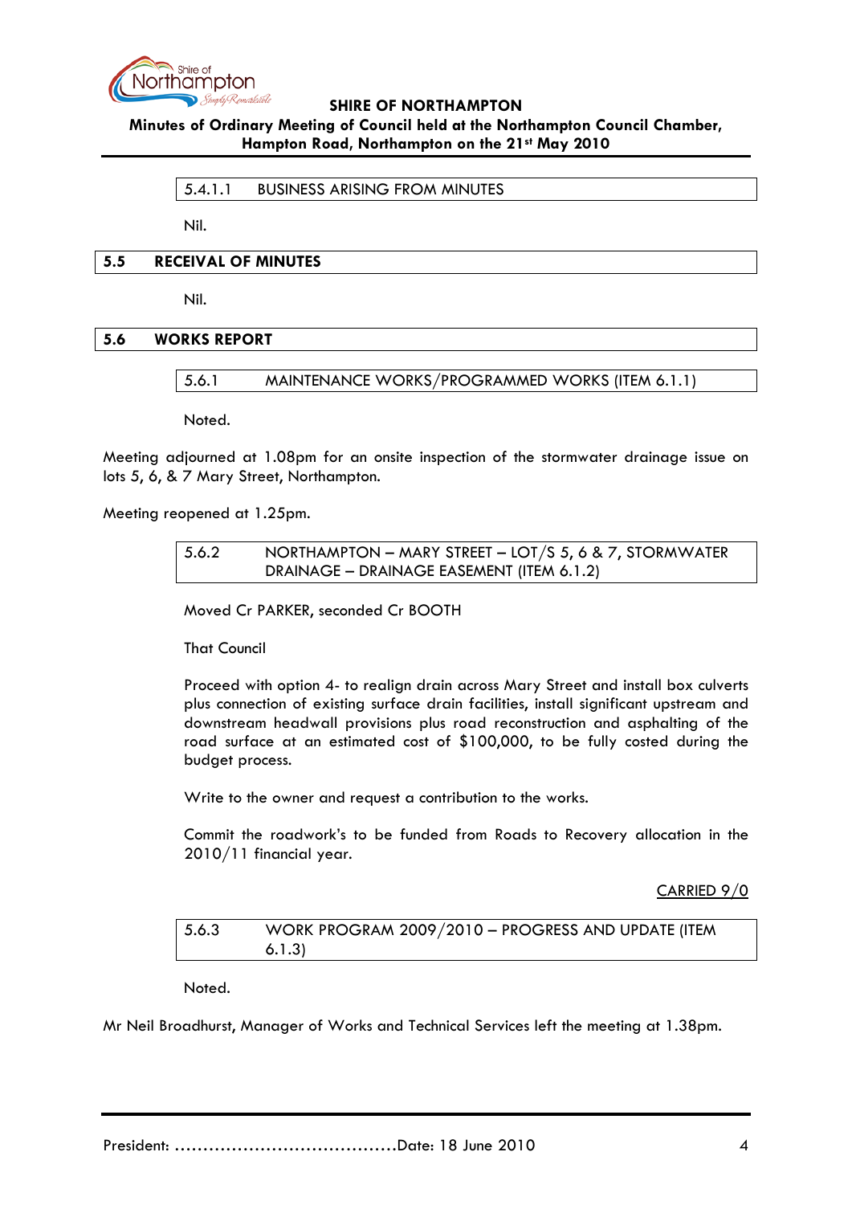#### 5.4.1.1 BUSINESS ARISING FROM MINUTES

Nil.

## 5.5 RECEIVAL OF MINUTES

Nil.

## 5.6 WORKS REPORT

### 5.6.1 MAINTENANCE WORKS/PROGRAMMED WORKS (ITEM 6.1.1)

Noted.

Meeting adjourned at 1.08pm for an onsite inspection of the stormwater drainage issue on lots 5, 6, & 7 Mary Street, Northampton.

Meeting reopened at 1.25pm.

### 5.6.2 NORTHAMPTON – MARY STREET – LOT/S 5, 6 & 7, STORMWATER DRAINAGE – DRAINAGE EASEMENT (ITEM 6.1.2)

Moved Cr PARKER, seconded Cr BOOTH

That Council

Proceed with option 4- to realign drain across Mary Street and install box culverts plus connection of existing surface drain facilities, install significant upstream and downstream headwall provisions plus road reconstruction and asphalting of the road surface at an estimated cost of $100,000, to be fully costed during the budget process.

Write to the owner and request a contribution to the works.

Commit the roadwork's to be funded from Roads to Recovery allocation in the 2010/11 financial year.

CARRIED 9/0

### 5.6.3 WORK PROGRAM 2009/2010 – PROGRESS AND UPDATE (ITEM 6.1.3)

Noted.

Mr Neil Broadhurst, Manager of Works and Technical Services left the meeting at 1.38pm.

President: …………………………………Date: 18 June 2010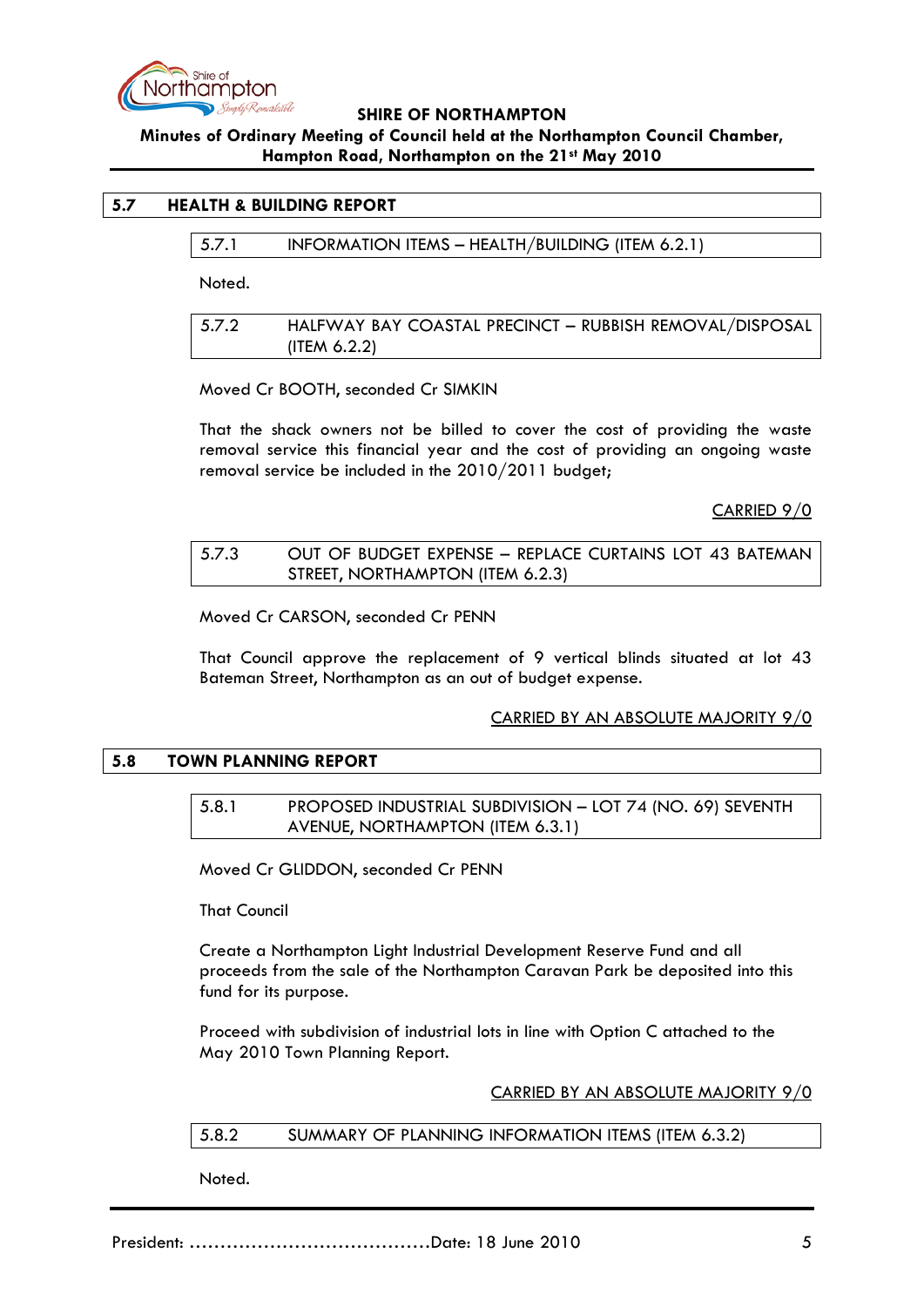## 5.7 HEALTH & BUILDING REPORT

### 5.7.1 INFORMATION ITEMS – HEALTH/BUILDING (ITEM 6.2.1)

Noted.

### 5.7.2 HALFWAY BAY COASTAL PRECINCT – RUBBISH REMOVAL/DISPOSAL (ITEM 6.2.2)

Moved Cr BOOTH, seconded Cr SIMKIN

That the shack owners not be billed to cover the cost of providing the waste removal service this financial year and the cost of providing an ongoing waste removal service be included in the 2010/2011 budget;

CARRIED 9/0

### 5.7.3 OUT OF BUDGET EXPENSE – REPLACE CURTAINS LOT 43 BATEMAN STREET, NORTHAMPTON (ITEM 6.2.3)

Moved Cr CARSON, seconded Cr PENN

That Council approve the replacement of 9 vertical blinds situated at lot 43 Bateman Street, Northampton as an out of budget expense.

CARRIED BY AN ABSOLUTE MAJORITY 9/0

## 5.8 TOWN PLANNING REPORT

### 5.8.1 PROPOSED INDUSTRIAL SUBDIVISION – LOT 74 (NO. 69) SEVENTH AVENUE, NORTHAMPTON (ITEM 6.3.1)

Moved Cr GLIDDON, seconded Cr PENN

That Council

Create a Northampton Light Industrial Development Reserve Fund and all proceeds from the sale of the Northampton Caravan Park be deposited into this fund for its purpose.

Proceed with subdivision of industrial lots in line with Option C attached to the May 2010 Town Planning Report.

CARRIED BY AN ABSOLUTE MAJORITY 9/0

### 5.8.2 SUMMARY OF PLANNING INFORMATION ITEMS (ITEM 6.3.2)

Noted.

President: ......................................Date: 18 June 2010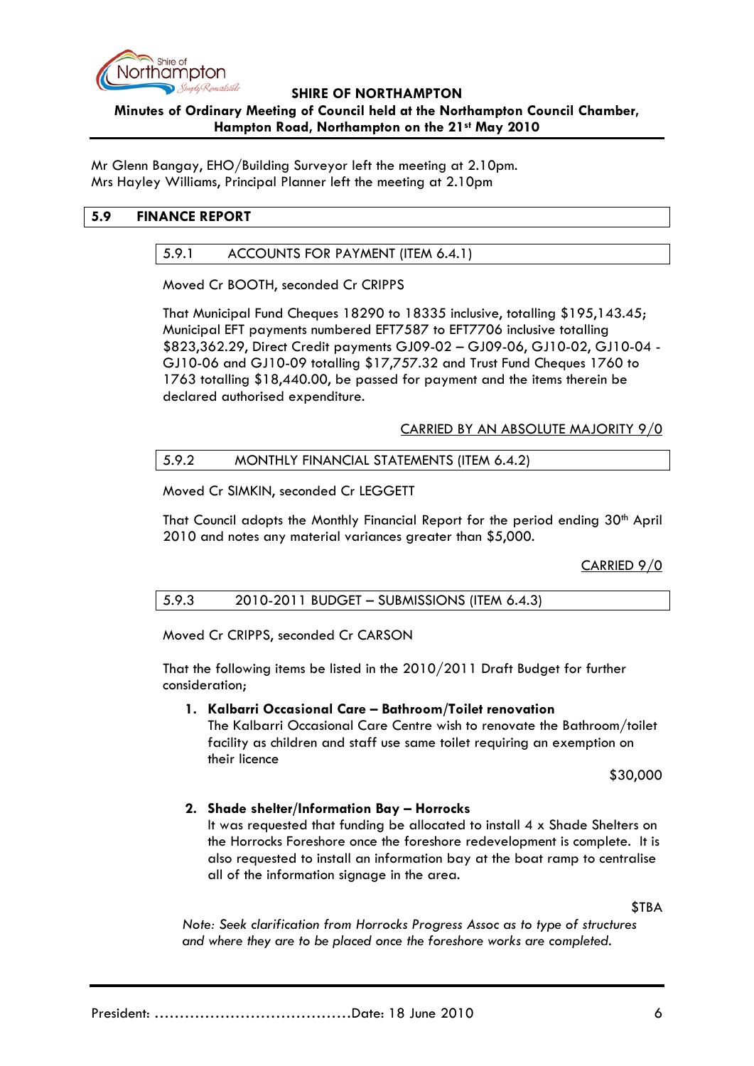Mr Glenn Bangay, EHO/Building Surveyor left the meeting at 2.10pm.
Mrs Hayley Williams, Principal Planner left the meeting at 2.10pm

## 5.9 FINANCE REPORT

### 5.9.1 ACCOUNTS FOR PAYMENT (ITEM 6.4.1)

Moved Cr BOOTH, seconded Cr CRIPPS

That Municipal Fund Cheques 18290 to 18335 inclusive, totalling $195,143.45; Municipal EFT payments numbered EFT7587 to EFT7706 inclusive totalling $823,362.29, Direct Credit payments GJ09-02 – GJ09-06, GJ10-02, GJ10-04 - GJ10-06 and GJ10-09 totalling $17,757.32 and Trust Fund Cheques 1760 to 1763 totalling $18,440.00, be passed for payment and the items therein be declared authorised expenditure.

CARRIED BY AN ABSOLUTE MAJORITY 9/0

### 5.9.2 MONTHLY FINANCIAL STATEMENTS (ITEM 6.4.2)

Moved Cr SIMKIN, seconded Cr LEGGETT

That Council adopts the Monthly Financial Report for the period ending 30th April 2010 and notes any material variances greater than $5,000.

CARRIED 9/0

### 5.9.3 2010-2011 BUDGET – SUBMISSIONS (ITEM 6.4.3)

Moved Cr CRIPPS, seconded Cr CARSON

That the following items be listed in the 2010/2011 Draft Budget for further consideration;

1. **Kalbarri Occasional Care – Bathroom/Toilet renovation**
   The Kalbarri Occasional Care Centre wish to renovate the Bathroom/toilet facility as children and staff use same toilet requiring an exemption on their licence

   $30,000

2. **Shade shelter/Information Bay – Horrocks**
   It was requested that funding be allocated to install 4 x Shade Shelters on the Horrocks Foreshore once the foreshore redevelopment is complete. It is also requested to install an information bay at the boat ramp to centralise all of the information signage in the area.

   $TBA

*Note: Seek clarification from Horrocks Progress Assoc as to type of structures and where they are to be placed once the foreshore works are completed.*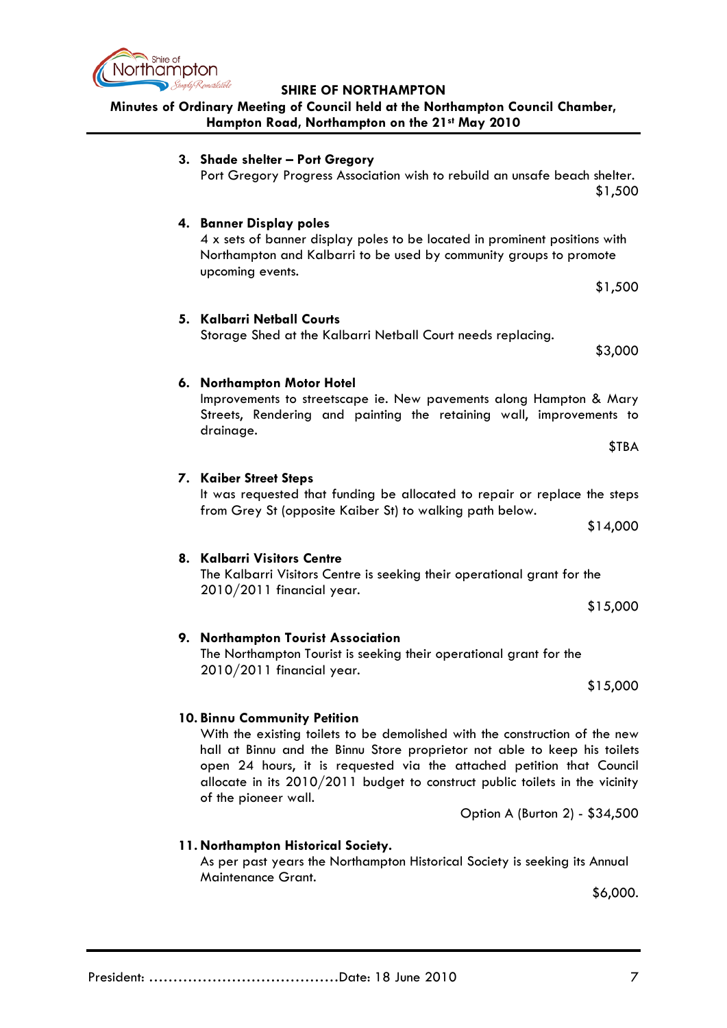3. **Shade shelter – Port Gregory**
   Port Gregory Progress Association wish to rebuild an unsafe beach shelter.
   $1,500

4. **Banner Display poles**
   4 x sets of banner display poles to be located in prominent positions with Northampton and Kalbarri to be used by community groups to promote upcoming events.
   $1,500

5. **Kalbarri Netball Courts**
   Storage Shed at the Kalbarri Netball Court needs replacing.
   $3,000

6. **Northampton Motor Hotel**
   Improvements to streetscape ie. New pavements along Hampton & Mary Streets, Rendering and painting the retaining wall, improvements to drainage.
   $TBA

7. **Kaiber Street Steps**
   It was requested that funding be allocated to repair or replace the steps from Grey St (opposite Kaiber St) to walking path below.
   $14,000

8. **Kalbarri Visitors Centre**
   The Kalbarri Visitors Centre is seeking their operational grant for the 2010/2011 financial year.
   $15,000

9. **Northampton Tourist Association**
   The Northampton Tourist is seeking their operational grant for the 2010/2011 financial year.
   $15,000

10. **Binnu Community Petition**
    With the existing toilets to be demolished with the construction of the new hall at Binnu and the Binnu Store proprietor not able to keep his toilets open 24 hours, it is requested via the attached petition that Council allocate in its 2010/2011 budget to construct public toilets in the vicinity of the pioneer wall.
    Option A (Burton 2) - $34,500

11. **Northampton Historical Society.**
    As per past years the Northampton Historical Society is seeking its Annual Maintenance Grant.
    $6,000.

President: ......................................Date: 18 June 2010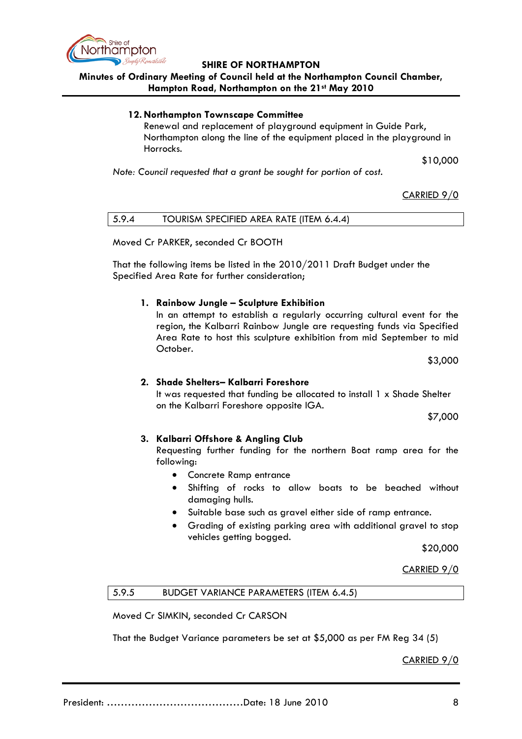**12. Northampton Townscape Committee**

Renewal and replacement of playground equipment in Guide Park, Northampton along the line of the equipment placed in the playground in Horrocks.

$10,000

*Note: Council requested that a grant be sought for portion of cost.*

CARRIED 9/0

### 5.9.4 TOURISM SPECIFIED AREA RATE (ITEM 6.4.4)

Moved Cr PARKER, seconded Cr BOOTH

That the following items be listed in the 2010/2011 Draft Budget under the Specified Area Rate for further consideration;

1. **Rainbow Jungle – Sculpture Exhibition**
   In an attempt to establish a regularly occurring cultural event for the region, the Kalbarri Rainbow Jungle are requesting funds via Specified Area Rate to host this sculpture exhibition from mid September to mid October.

   $3,000

2. **Shade Shelters– Kalbarri Foreshore**
   It was requested that funding be allocated to install 1 x Shade Shelter on the Kalbarri Foreshore opposite IGA.

   $7,000

3. **Kalbarri Offshore & Angling Club**
   Requesting further funding for the northern Boat ramp area for the following:
   - Concrete Ramp entrance
   - Shifting of rocks to allow boats to be beached without damaging hulls.
   - Suitable base such as gravel either side of ramp entrance.
   - Grading of existing parking area with additional gravel to stop vehicles getting bogged.

   $20,000

CARRIED 9/0

### 5.9.5 BUDGET VARIANCE PARAMETERS (ITEM 6.4.5)

Moved Cr SIMKIN, seconded Cr CARSON

That the Budget Variance parameters be set at $5,000 as per FM Reg 34 (5)

CARRIED 9/0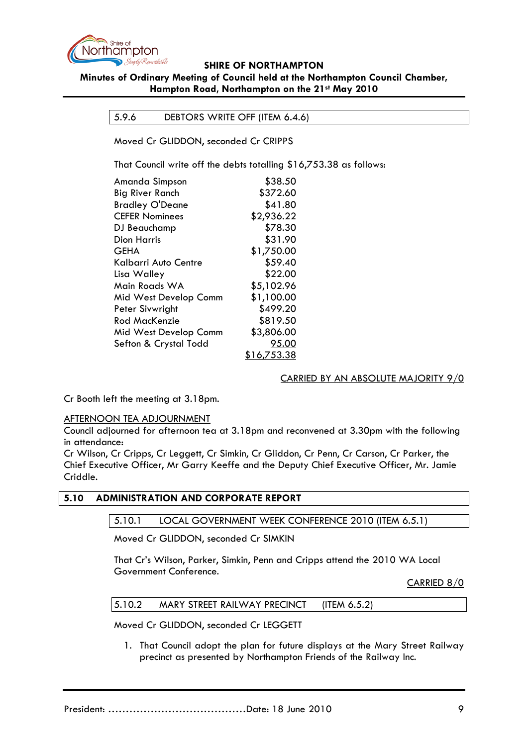### 5.9.6 DEBTORS WRITE OFF (ITEM 6.4.6)

Moved Cr GLIDDON, seconded Cr CRIPPS

That Council write off the debts totalling $16,753.38 as follows:

| | |
|---|---:|
| Amanda Simpson | $38.50 |
| Big River Ranch | $372.60 |
| Bradley O'Deane | $41.80 |
| CEFER Nominees | $2,936.22 |
| DJ Beauchamp | $78.30 |
| Dion Harris | $31.90 |
| GEHA | $1,750.00 |
| Kalbarri Auto Centre | $59.40 |
| Lisa Walley | $22.00 |
| Main Roads WA | $5,102.96 |
| Mid West Develop Comm | $1,100.00 |
| Peter Sivwright | $499.20 |
| Rod MacKenzie | $819.50 |
| Mid West Develop Comm | $3,806.00 |
| Sefton & Crystal Todd | 95.00 |
| | $16,753.38 |

CARRIED BY AN ABSOLUTE MAJORITY 9/0

Cr Booth left the meeting at 3.18pm.

AFTERNOON TEA ADJOURNMENT

Council adjourned for afternoon tea at 3.18pm and reconvened at 3.30pm with the following in attendance:

Cr Wilson, Cr Cripps, Cr Leggett, Cr Simkin, Cr Gliddon, Cr Penn, Cr Carson, Cr Parker, the Chief Executive Officer, Mr Garry Keeffe and the Deputy Chief Executive Officer, Mr. Jamie Criddle.

## 5.10 ADMINISTRATION AND CORPORATE REPORT

### 5.10.1 LOCAL GOVERNMENT WEEK CONFERENCE 2010 (ITEM 6.5.1)

Moved Cr GLIDDON, seconded Cr SIMKIN

That Cr's Wilson, Parker, Simkin, Penn and Cripps attend the 2010 WA Local Government Conference.

CARRIED 8/0

### 5.10.2 MARY STREET RAILWAY PRECINCT (ITEM 6.5.2)

Moved Cr GLIDDON, seconded Cr LEGGETT

1. That Council adopt the plan for future displays at the Mary Street Railway precinct as presented by Northampton Friends of the Railway Inc.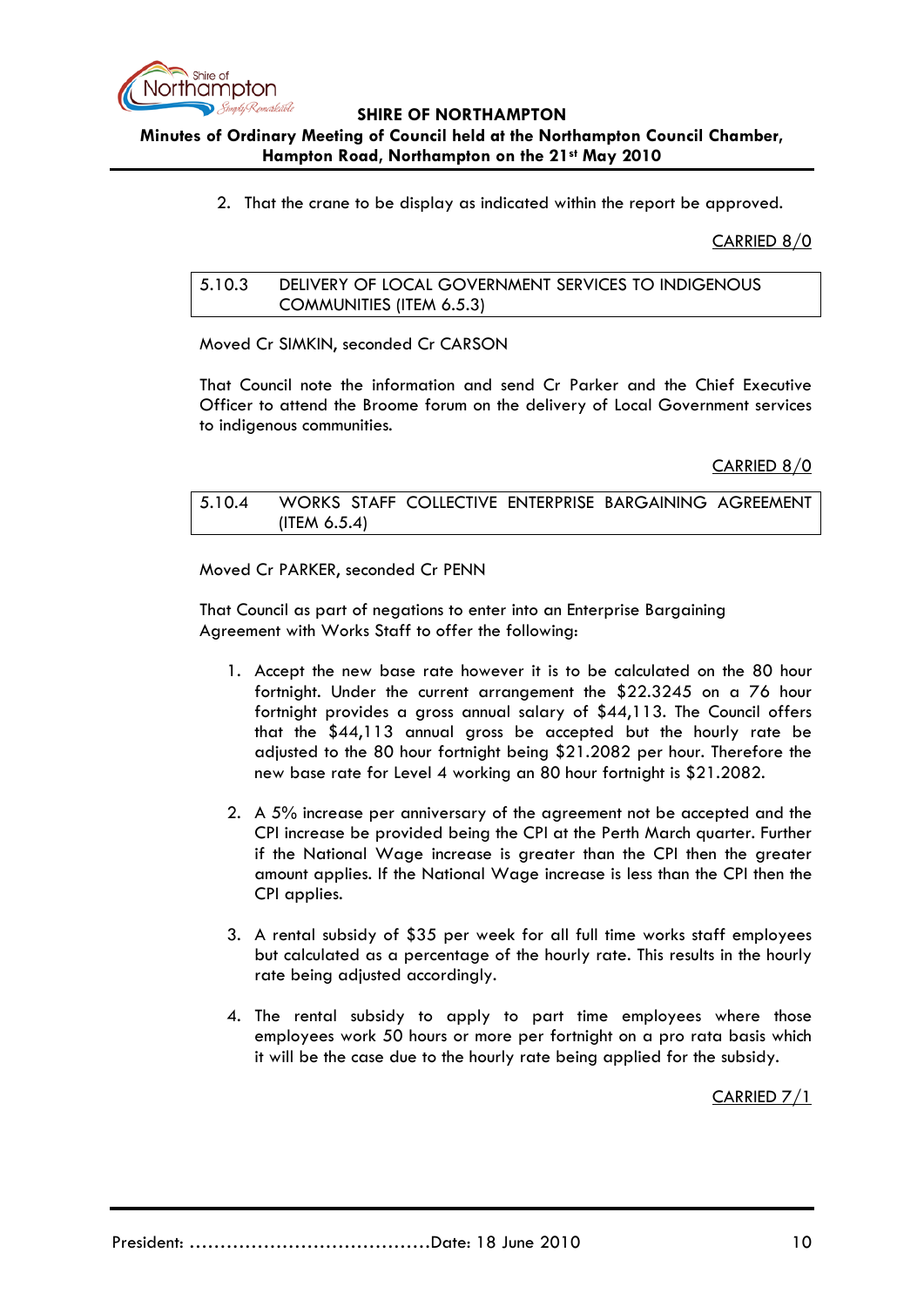2. That the crane to be display as indicated within the report be approved.

CARRIED 8/0

### 5.10.3 DELIVERY OF LOCAL GOVERNMENT SERVICES TO INDIGENOUS COMMUNITIES (ITEM 6.5.3)

Moved Cr SIMKIN, seconded Cr CARSON

That Council note the information and send Cr Parker and the Chief Executive Officer to attend the Broome forum on the delivery of Local Government services to indigenous communities.

CARRIED 8/0

### 5.10.4 WORKS STAFF COLLECTIVE ENTERPRISE BARGAINING AGREEMENT (ITEM 6.5.4)

Moved Cr PARKER, seconded Cr PENN

That Council as part of negations to enter into an Enterprise Bargaining Agreement with Works Staff to offer the following:

1. Accept the new base rate however it is to be calculated on the 80 hour fortnight. Under the current arrangement the $22.3245 on a 76 hour fortnight provides a gross annual salary of $44,113. The Council offers that the $44,113 annual gross be accepted but the hourly rate be adjusted to the 80 hour fortnight being $21.2082 per hour. Therefore the new base rate for Level 4 working an 80 hour fortnight is $21.2082.

2. A 5% increase per anniversary of the agreement not be accepted and the CPI increase be provided being the CPI at the Perth March quarter. Further if the National Wage increase is greater than the CPI then the greater amount applies. If the National Wage increase is less than the CPI then the CPI applies.

3. A rental subsidy of $35 per week for all full time works staff employees but calculated as a percentage of the hourly rate. This results in the hourly rate being adjusted accordingly.

4. The rental subsidy to apply to part time employees where those employees work 50 hours or more per fortnight on a pro rata basis which it will be the case due to the hourly rate being applied for the subsidy.

CARRIED 7/1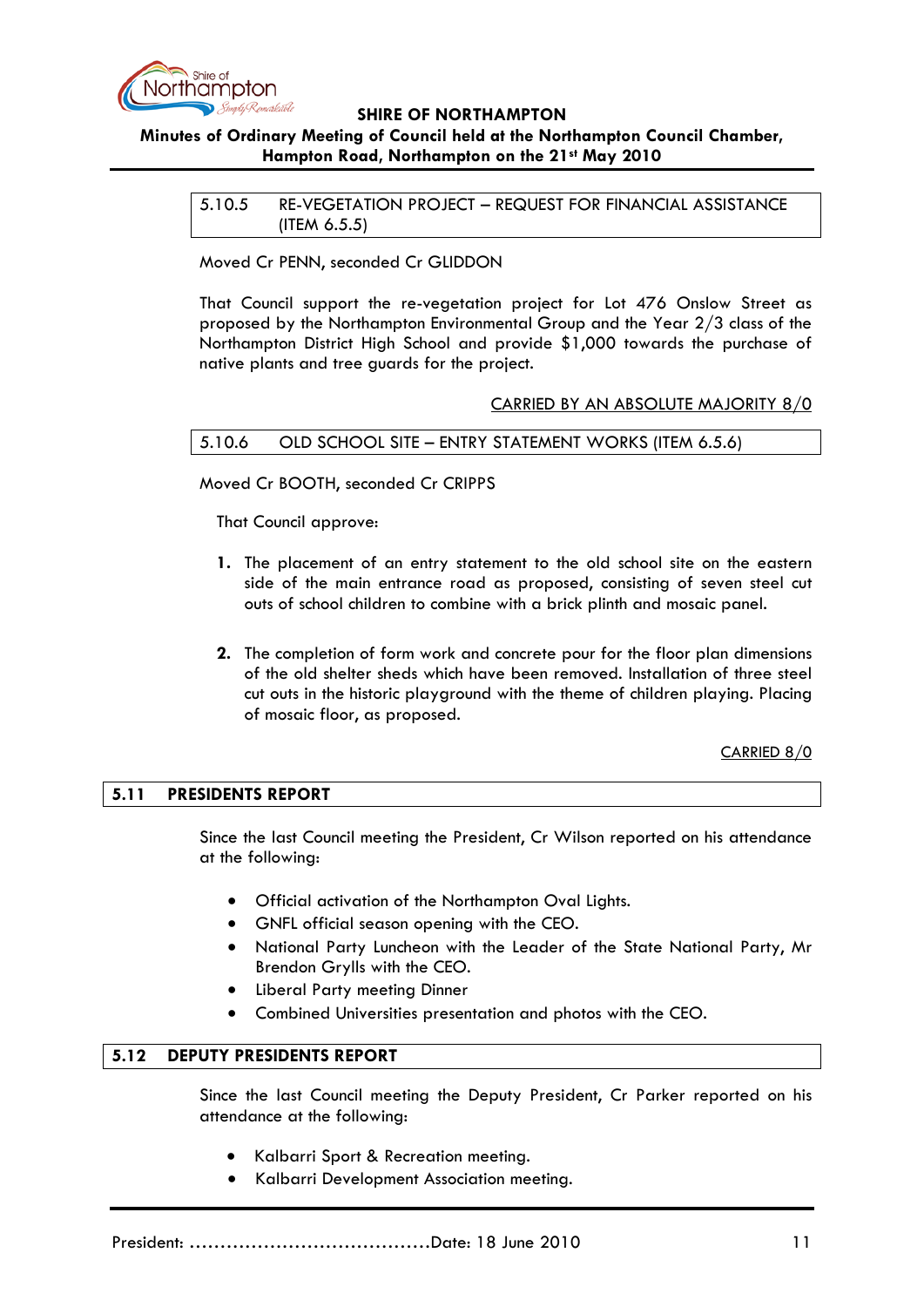### 5.10.5 RE-VEGETATION PROJECT – REQUEST FOR FINANCIAL ASSISTANCE (ITEM 6.5.5)

Moved Cr PENN, seconded Cr GLIDDON

That Council support the re-vegetation project for Lot 476 Onslow Street as proposed by the Northampton Environmental Group and the Year 2/3 class of the Northampton District High School and provide $1,000 towards the purchase of native plants and tree guards for the project.

CARRIED BY AN ABSOLUTE MAJORITY 8/0

### 5.10.6 OLD SCHOOL SITE – ENTRY STATEMENT WORKS (ITEM 6.5.6)

Moved Cr BOOTH, seconded Cr CRIPPS

That Council approve:

1. The placement of an entry statement to the old school site on the eastern side of the main entrance road as proposed, consisting of seven steel cut outs of school children to combine with a brick plinth and mosaic panel.

2. The completion of form work and concrete pour for the floor plan dimensions of the old shelter sheds which have been removed. Installation of three steel cut outs in the historic playground with the theme of children playing. Placing of mosaic floor, as proposed.

CARRIED 8/0

## 5.11 PRESIDENTS REPORT

Since the last Council meeting the President, Cr Wilson reported on his attendance at the following:

- Official activation of the Northampton Oval Lights.
- GNFL official season opening with the CEO.
- National Party Luncheon with the Leader of the State National Party, Mr Brendon Grylls with the CEO.
- Liberal Party meeting Dinner
- Combined Universities presentation and photos with the CEO.

## 5.12 DEPUTY PRESIDENTS REPORT

Since the last Council meeting the Deputy President, Cr Parker reported on his attendance at the following:

- Kalbarri Sport & Recreation meeting.
- Kalbarri Development Association meeting.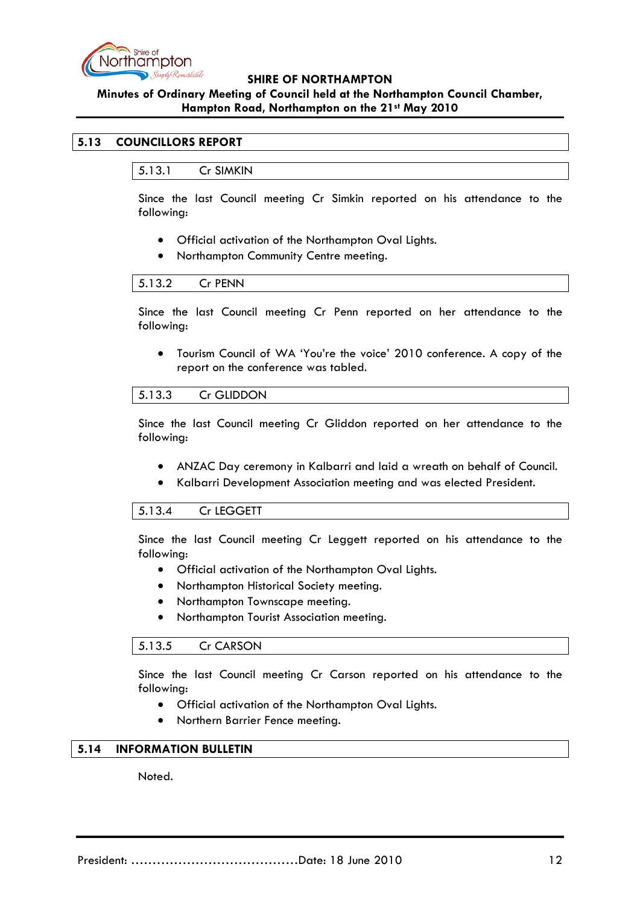## 5.13 COUNCILLORS REPORT

### 5.13.1 Cr SIMKIN

Since the last Council meeting Cr Simkin reported on his attendance to the following:

- Official activation of the Northampton Oval Lights.
- Northampton Community Centre meeting.

### 5.13.2 Cr PENN

Since the last Council meeting Cr Penn reported on her attendance to the following:

- Tourism Council of WA 'You're the voice' 2010 conference. A copy of the report on the conference was tabled.

### 5.13.3 Cr GLIDDON

Since the last Council meeting Cr Gliddon reported on her attendance to the following:

- ANZAC Day ceremony in Kalbarri and laid a wreath on behalf of Council.
- Kalbarri Development Association meeting and was elected President.

### 5.13.4 Cr LEGGETT

Since the last Council meeting Cr Leggett reported on his attendance to the following:

- Official activation of the Northampton Oval Lights.
- Northampton Historical Society meeting.
- Northampton Townscape meeting.
- Northampton Tourist Association meeting.

### 5.13.5 Cr CARSON

Since the last Council meeting Cr Carson reported on his attendance to the following:

- Official activation of the Northampton Oval Lights.
- Northern Barrier Fence meeting.

## 5.14 INFORMATION BULLETIN

Noted.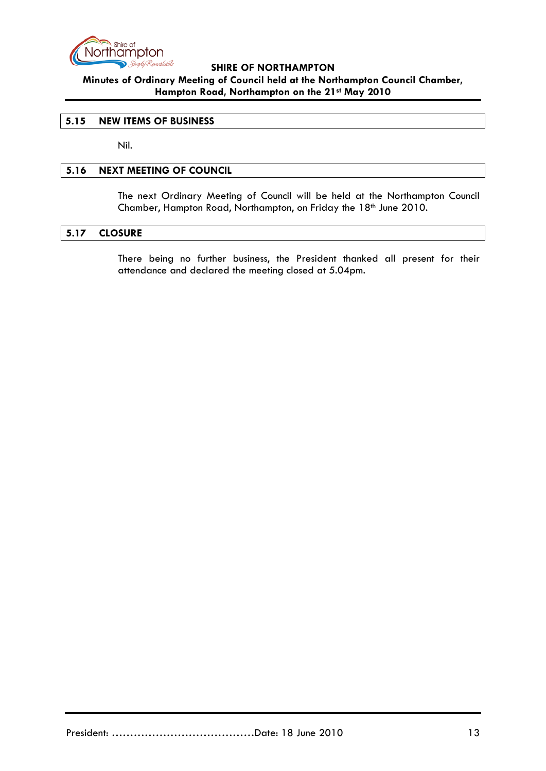## 5.15 NEW ITEMS OF BUSINESS

Nil.

## 5.16 NEXT MEETING OF COUNCIL

The next Ordinary Meeting of Council will be held at the Northampton Council Chamber, Hampton Road, Northampton, on Friday the 18th June 2010.

## 5.17 CLOSURE

There being no further business, the President thanked all present for their attendance and declared the meeting closed at 5.04pm.

President: ……………………………………Date: 18 June 2010